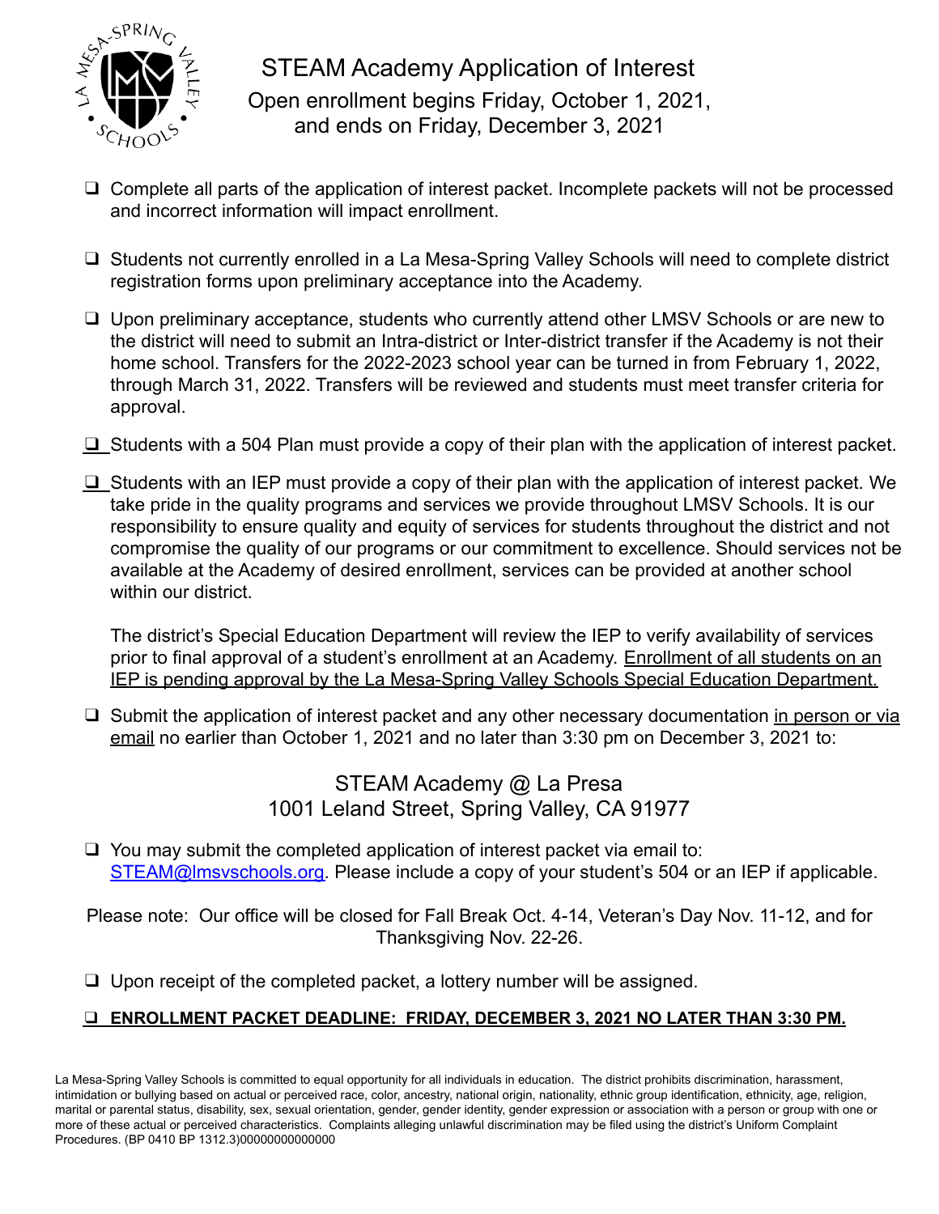# STEAM Academy Application of Interest

Open enrollment begins Friday, October 1, 2021, and ends on Friday, December 3, 2021

- ❑ Complete all parts of the application of interest packet. Incomplete packets will not be processed and incorrect information will impact enrollment.

- ❑ Students not currently enrolled in a La Mesa-Spring Valley Schools will need to complete district registration forms upon preliminary acceptance into the Academy.

- ❑ Upon preliminary acceptance, students who currently attend other LMSV Schools or are new to the district will need to submit an Intra-district or Inter-district transfer if the Academy is not their home school. Transfers for the 2022-2023 school year can be turned in from February 1, 2022, through March 31, 2022. Transfers will be reviewed and students must meet transfer criteria for approval.

- ❑ Students with a 504 Plan must provide a copy of their plan with the application of interest packet.

- ❑ Students with an IEP must provide a copy of their plan with the application of interest packet. We take pride in the quality programs and services we provide throughout LMSV Schools. It is our responsibility to ensure quality and equity of services for students throughout the district and not compromise the quality of our programs or our commitment to excellence. Should services not be available at the Academy of desired enrollment, services can be provided at another school within our district.

  The district's Special Education Department will review the IEP to verify availability of services prior to final approval of a student's enrollment at an Academy. Enrollment of all students on an IEP is pending approval by the La Mesa-Spring Valley Schools Special Education Department.

- ❑ Submit the application of interest packet and any other necessary documentation in person or via email no earlier than October 1, 2021 and no later than 3:30 pm on December 3, 2021 to:

STEAM Academy @ La Presa
1001 Leland Street, Spring Valley, CA 91977

- ❑ You may submit the completed application of interest packet via email to: STEAM@lmsvschools.org. Please include a copy of your student's 504 or an IEP if applicable.

Please note: Our office will be closed for Fall Break Oct. 4-14, Veteran's Day Nov. 11-12, and for Thanksgiving Nov. 22-26.

- ❑ Upon receipt of the completed packet, a lottery number will be assigned.

- ❑ **ENROLLMENT PACKET DEADLINE: FRIDAY, DECEMBER 3, 2021 NO LATER THAN 3:30 PM.**

La Mesa-Spring Valley Schools is committed to equal opportunity for all individuals in education. The district prohibits discrimination, harassment, intimidation or bullying based on actual or perceived race, color, ancestry, national origin, nationality, ethnic group identification, ethnicity, age, religion, marital or parental status, disability, sex, sexual orientation, gender, gender identity, gender expression or association with a person or group with one or more of these actual or perceived characteristics. Complaints alleging unlawful discrimination may be filed using the district's Uniform Complaint Procedures. (BP 0410 BP 1312.3)00000000000000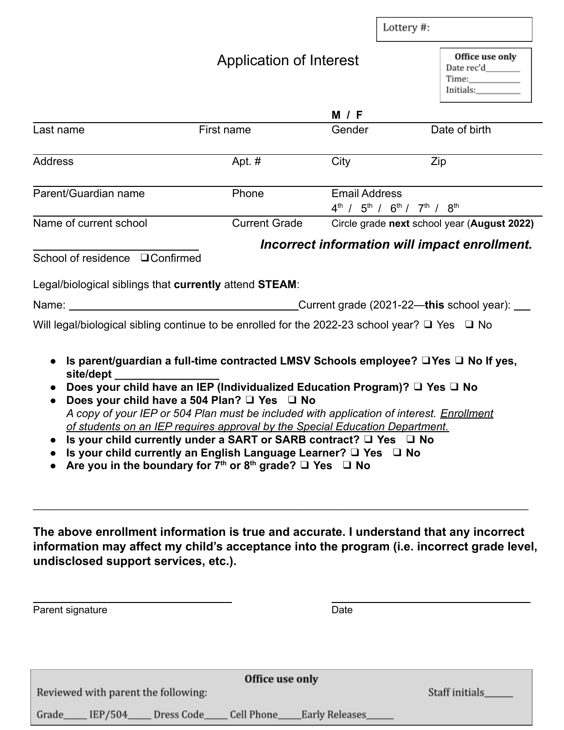Lottery #:

# Application of Interest

**Office use only**
Date rec'd________
Time:___________
Initials:__________

| Last name | First name | Gender **M / F** | Date of birth |
|---|---|---|---|
| Address | Apt. # | City | Zip |
| Parent/Guardian name | Phone | Email Address | |
| Name of current school | Current Grade | 4th / 5th / 6th / 7th / 8th — Circle grade **next** school year (**August 2022**) | |

***Incorrect information will impact enrollment.***

______________________________
School of residence ❑Confirmed

Legal/biological siblings that **currently** attend **STEAM**:

Name: ________________________________________ Current grade (2021-22—**this** school year): ___

Will legal/biological sibling continue to be enrolled for the 2022-23 school year? ❑ Yes ❑ No

- **Is parent/guardian a full-time contracted LMSV Schools employee? ❑Yes ❑ No If yes, site/dept _________________**
- **Does your child have an IEP (Individualized Education Program)? ❑ Yes ❑ No**
- **Does your child have a 504 Plan? ❑ Yes ❑ No**
  *A copy of your IEP or 504 Plan must be included with application of interest. <u>Enrollment of students on an IEP requires approval by the Special Education Department.</u>*
- **Is your child currently under a SART or SARB contract? ❑ Yes ❑ No**
- **Is your child currently an English Language Learner? ❑ Yes ❑ No**
- **Are you in the boundary for 7th or 8th grade? ❑ Yes ❑ No**

---

**The above enrollment information is true and accurate. I understand that any incorrect information may affect my child's acceptance into the program (i.e. incorrect grade level, undisclosed support services, etc.).**

______________________________ ______________________________
Parent signature Date

**Office use only**

Reviewed with parent the following: Staff initials______

Grade_____ IEP/504_____ Dress Code_____ Cell Phone_____ Early Releases______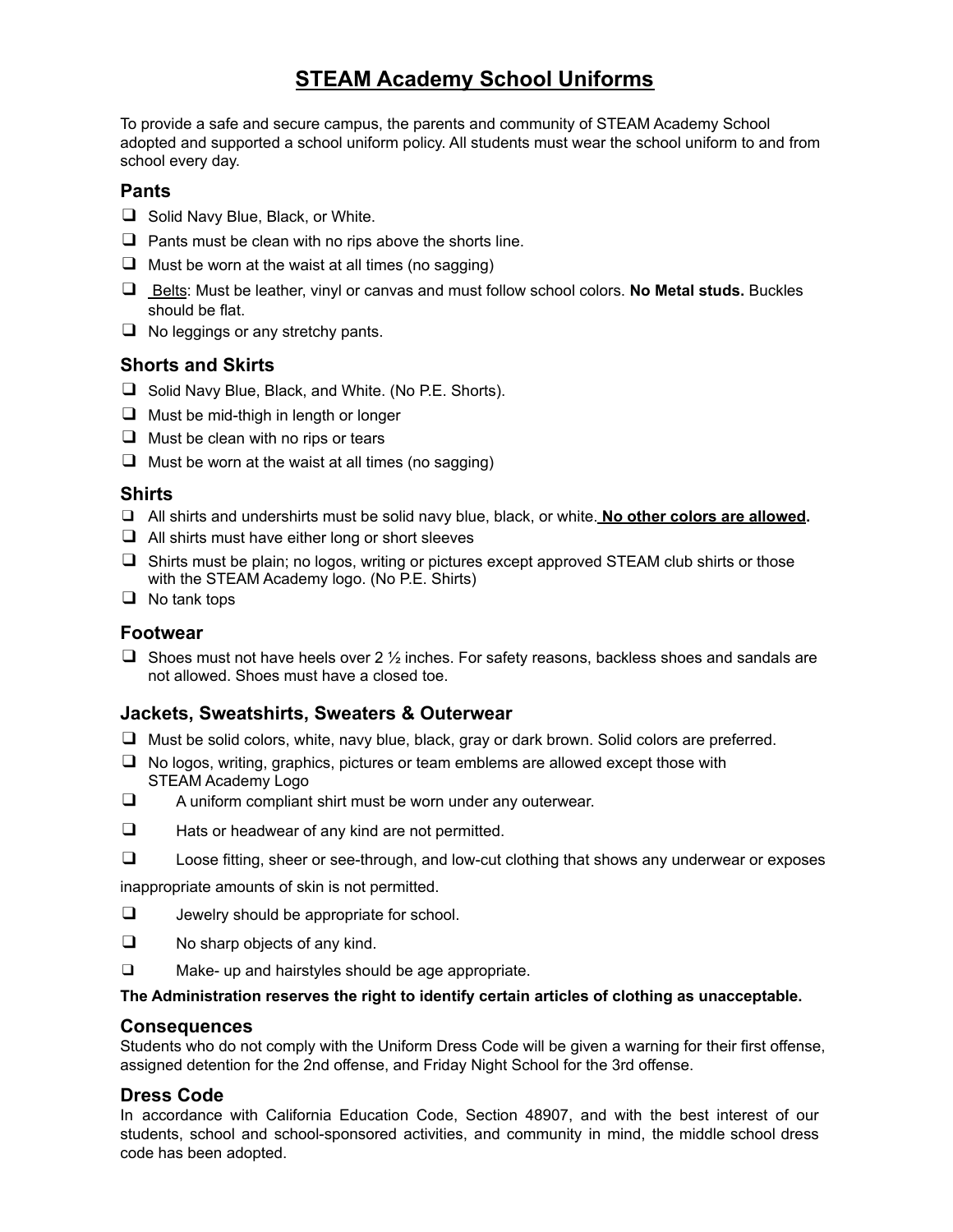# STEAM Academy School Uniforms

To provide a safe and secure campus, the parents and community of STEAM Academy School adopted and supported a school uniform policy. All students must wear the school uniform to and from school every day.

## Pants

- Solid Navy Blue, Black, or White.
- Pants must be clean with no rips above the shorts line.
- Must be worn at the waist at all times (no sagging)
- Belts: Must be leather, vinyl or canvas and must follow school colors. **No Metal studs.** Buckles should be flat.
- No leggings or any stretchy pants.

## Shorts and Skirts

- Solid Navy Blue, Black, and White. (No P.E. Shorts).
- Must be mid-thigh in length or longer
- Must be clean with no rips or tears
- Must be worn at the waist at all times (no sagging)

## Shirts

- All shirts and undershirts must be solid navy blue, black, or white. **No other colors are allowed.**
- All shirts must have either long or short sleeves
- Shirts must be plain; no logos, writing or pictures except approved STEAM club shirts or those with the STEAM Academy logo. (No P.E. Shirts)
- No tank tops

## Footwear

- Shoes must not have heels over 2 ½ inches. For safety reasons, backless shoes and sandals are not allowed. Shoes must have a closed toe.

## Jackets, Sweatshirts, Sweaters & Outerwear

- Must be solid colors, white, navy blue, black, gray or dark brown. Solid colors are preferred.
- No logos, writing, graphics, pictures or team emblems are allowed except those with STEAM Academy Logo
- A uniform compliant shirt must be worn under any outerwear.
- Hats or headwear of any kind are not permitted.
- Loose fitting, sheer or see-through, and low-cut clothing that shows any underwear or exposes inappropriate amounts of skin is not permitted.
- Jewelry should be appropriate for school.
- No sharp objects of any kind.
- Make- up and hairstyles should be age appropriate.

**The Administration reserves the right to identify certain articles of clothing as unacceptable.**

## Consequences

Students who do not comply with the Uniform Dress Code will be given a warning for their first offense, assigned detention for the 2nd offense, and Friday Night School for the 3rd offense.

## Dress Code

In accordance with California Education Code, Section 48907, and with the best interest of our students, school and school-sponsored activities, and community in mind, the middle school dress code has been adopted.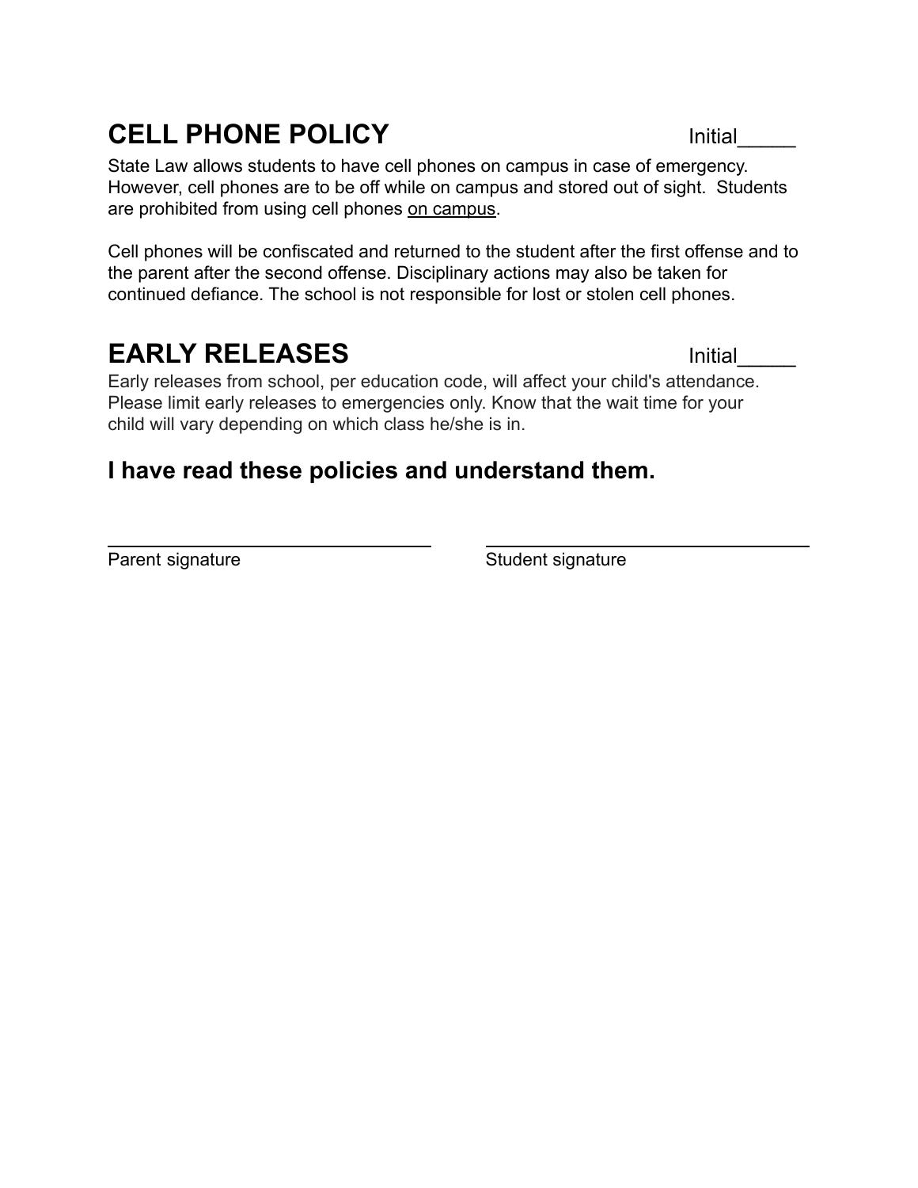## CELL PHONE POLICY

Initial_____

State Law allows students to have cell phones on campus in case of emergency. However, cell phones are to be off while on campus and stored out of sight. Students are prohibited from using cell phones <u>on campus</u>.

Cell phones will be confiscated and returned to the student after the first offense and to the parent after the second offense. Disciplinary actions may also be taken for continued defiance. The school is not responsible for lost or stolen cell phones.

## EARLY RELEASES

Initial_____

Early releases from school, per education code, will affect your child's attendance. Please limit early releases to emergencies only. Know that the wait time for your child will vary depending on which class he/she is in.

### I have read these policies and understand them.

______________________________
Parent signature

______________________________
Student signature